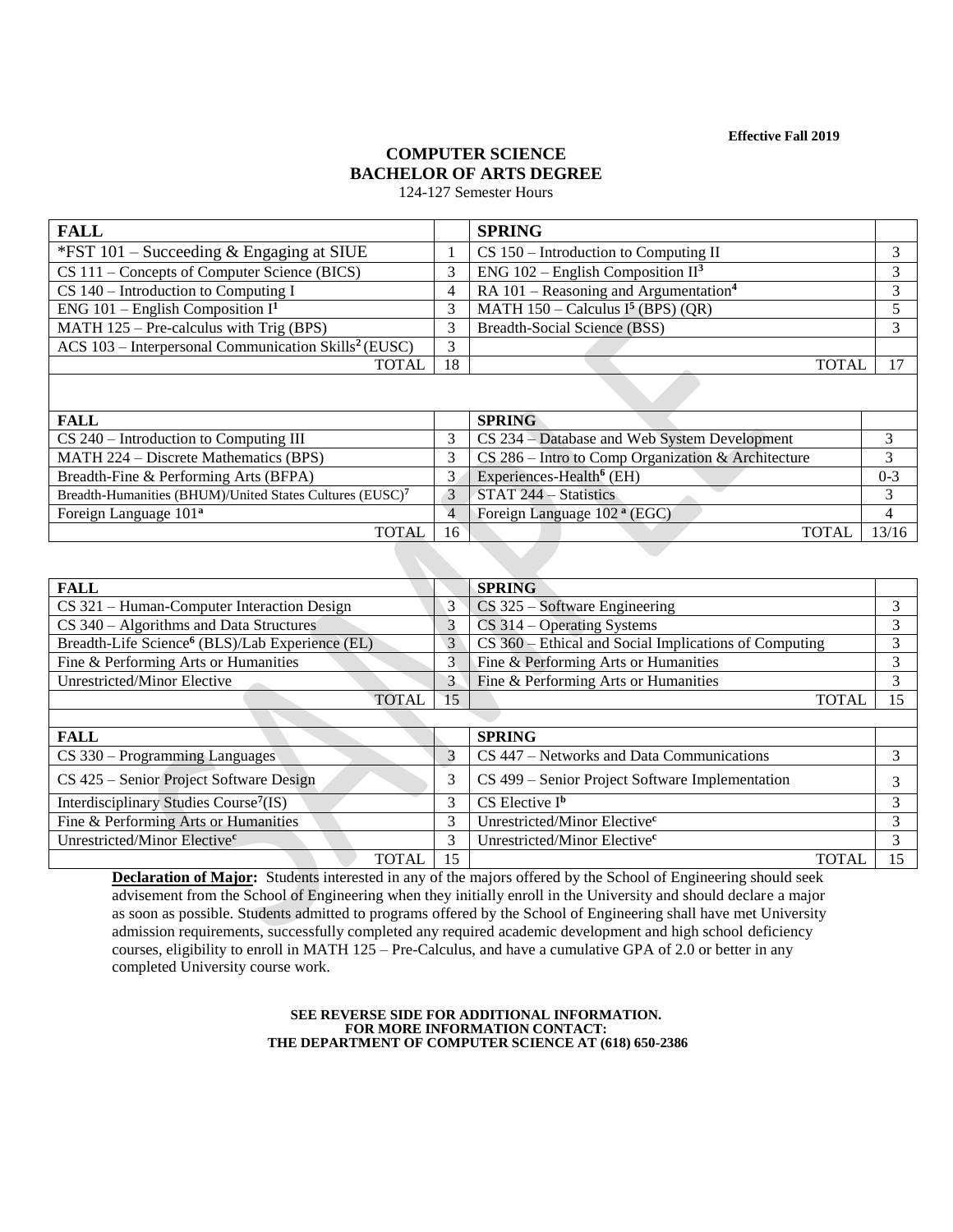**Effective Fall 2019**

# COMPUTER SCIENCE
# BACHELOR OF ARTS DEGREE

124-127 Semester Hours

| FALL | | SPRING | |
|---|---|---|---|
| *FST 101 – Succeeding & Engaging at SIUE | 1 | CS 150 – Introduction to Computing II | 3 |
| CS 111 – Concepts of Computer Science (BICS) | 3 | ENG 102 – English Composition II[3] | 3 |
| CS 140 – Introduction to Computing I | 4 | RA 101 – Reasoning and Argumentation[4] | 3 |
| ENG 101 – English Composition I[1] | 3 | MATH 150 – Calculus I[5] (BPS) (QR) | 5 |
| MATH 125 – Pre-calculus with Trig (BPS) | 3 | Breadth-Social Science (BSS) | 3 |
| ACS 103 – Interpersonal Communication Skills[2] (EUSC) | 3 | | |
| TOTAL | 18 | TOTAL | 17 |

| FALL | | SPRING | |
|---|---|---|---|
| CS 240 – Introduction to Computing III | 3 | CS 234 – Database and Web System Development | 3 |
| MATH 224 – Discrete Mathematics (BPS) | 3 | CS 286 – Intro to Comp Organization & Architecture | 3 |
| Breadth-Fine & Performing Arts (BFPA) | 3 | Experiences-Health[6] (EH) | 0-3 |
| Breadth-Humanities (BHUM)/United States Cultures (EUSC)[7] | 3 | STAT 244 – Statistics | 3 |
| Foreign Language 101[a] | 4 | Foreign Language 102 [a] (EGC) | 4 |
| TOTAL | 16 | TOTAL | 13/16 |

| FALL | | SPRING | |
|---|---|---|---|
| CS 321 – Human-Computer Interaction Design | 3 | CS 325 – Software Engineering | 3 |
| CS 340 – Algorithms and Data Structures | 3 | CS 314 – Operating Systems | 3 |
| Breadth-Life Science[6] (BLS)/Lab Experience (EL) | 3 | CS 360 – Ethical and Social Implications of Computing | 3 |
| Fine & Performing Arts or Humanities | 3 | Fine & Performing Arts or Humanities | 3 |
| Unrestricted/Minor Elective | 3 | Fine & Performing Arts or Humanities | 3 |
| TOTAL | 15 | TOTAL | 15 |

| FALL | | SPRING | |
|---|---|---|---|
| CS 330 – Programming Languages | 3 | CS 447 – Networks and Data Communications | 3 |
| CS 425 – Senior Project Software Design | 3 | CS 499 – Senior Project Software Implementation | 3 |
| Interdisciplinary Studies Course[7] (IS) | 3 | CS Elective I[b] | 3 |
| Fine & Performing Arts or Humanities | 3 | Unrestricted/Minor Elective[c] | 3 |
| Unrestricted/Minor Elective[c] | 3 | Unrestricted/Minor Elective[c] | 3 |
| TOTAL | 15 | TOTAL | 15 |

**Declaration of Major:** Students interested in any of the majors offered by the School of Engineering should seek advisement from the School of Engineering when they initially enroll in the University and should declare a major as soon as possible. Students admitted to programs offered by the School of Engineering shall have met University admission requirements, successfully completed any required academic development and high school deficiency courses, eligibility to enroll in MATH 125 – Pre-Calculus, and have a cumulative GPA of 2.0 or better in any completed University course work.

**SEE REVERSE SIDE FOR ADDITIONAL INFORMATION.**
**FOR MORE INFORMATION CONTACT:**
**THE DEPARTMENT OF COMPUTER SCIENCE AT (618) 650-2386**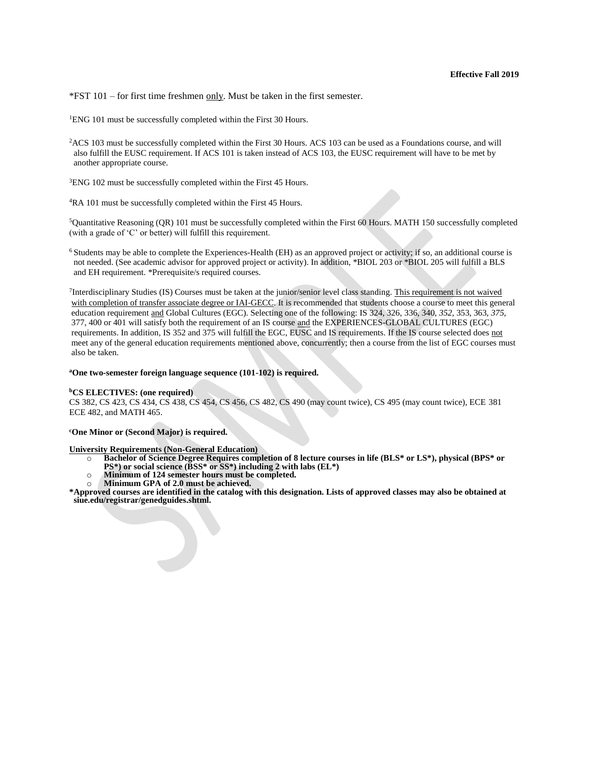**Effective Fall 2019**

*FST 101 – for first time freshmen only. Must be taken in the first semester.

[1]ENG 101 must be successfully completed within the First 30 Hours.

[2]ACS 103 must be successfully completed within the First 30 Hours. ACS 103 can be used as a Foundations course, and will also fulfill the EUSC requirement. If ACS 101 is taken instead of ACS 103, the EUSC requirement will have to be met by another appropriate course.

[3]ENG 102 must be successfully completed within the First 45 Hours.

[4]RA 101 must be successfully completed within the First 45 Hours.

[5]Quantitative Reasoning (QR) 101 must be successfully completed within the First 60 Hours. MATH 150 successfully completed (with a grade of 'C' or better) will fulfill this requirement.

[6] Students may be able to complete the Experiences-Health (EH) as an approved project or activity; if so, an additional course is not needed. (See academic advisor for approved project or activity). In addition, *BIOL 203 or *BIOL 205 will fulfill a BLS and EH requirement. *Prerequisite/s required courses.

[7]Interdisciplinary Studies (IS) Courses must be taken at the junior/senior level class standing. This requirement is not waived with completion of transfer associate degree or IAI-GECC. It is recommended that students choose a course to meet this general education requirement and Global Cultures (EGC). Selecting one of the following: IS 324, 326, 336, 340, *352*, 353, 363, *375*, 377, 400 or 401 will satisfy both the requirement of an IS course and the EXPERIENCES-GLOBAL CULTURES (EGC) requirements. In addition, IS 352 and 375 will fulfill the EGC, EUSC and IS requirements. If the IS course selected does not meet any of the general education requirements mentioned above, concurrently; then a course from the list of EGC courses must also be taken.

**[a]One two-semester foreign language sequence (101-102) is required.**

**[b]CS ELECTIVES: (one required)**
CS 382, CS 423, CS 434, CS 438, CS 454, CS 456, CS 482, CS 490 (may count twice), CS 495 (may count twice), ECE 381 ECE 482, and MATH 465.

**[c]One Minor or (Second Major) is required.**

**University Requirements (Non-General Education)**

- **Bachelor of Science Degree Requires completion of 8 lecture courses in life (BLS* or LS*), physical (BPS* or PS*) or social science (BSS* or SS*) including 2 with labs (EL*)**
- **Minimum of 124 semester hours must be completed.**
- **Minimum GPA of 2.0 must be achieved.**

**\*Approved courses are identified in the catalog with this designation. Lists of approved classes may also be obtained at siue.edu/registrar/genedguides.shtml.**